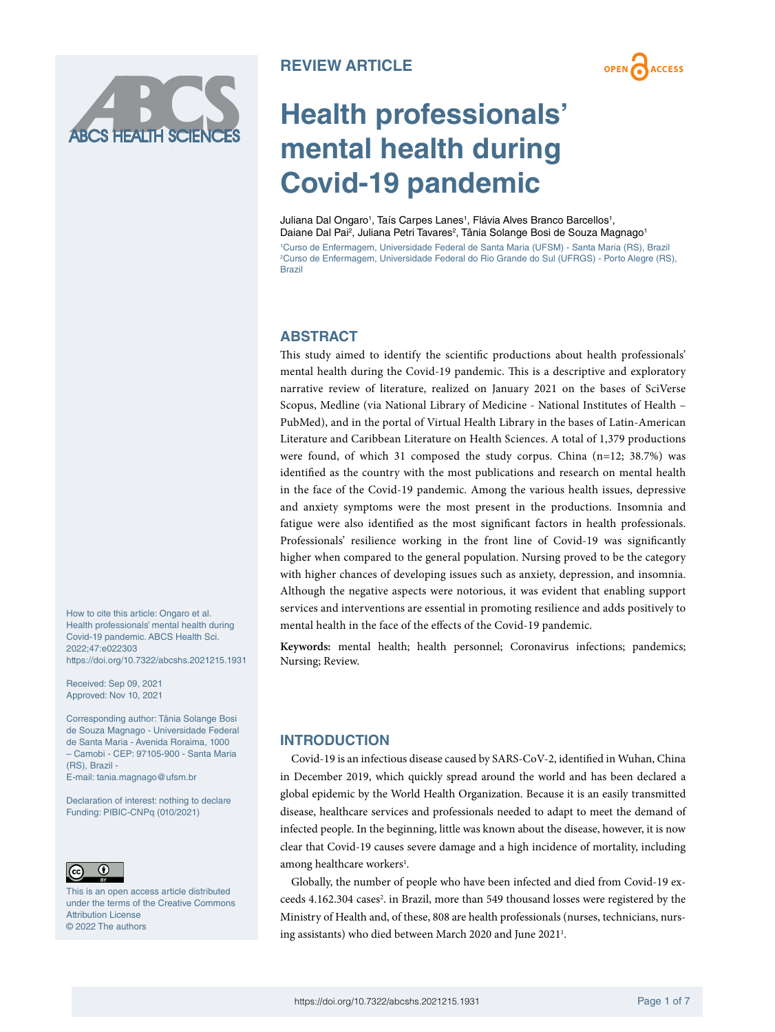REVIEW ARTICLE

# Health professionals' mental health during Covid-19 pandemic

Juliana Dal Ongaro[1], Taís Carpes Lanes[1], Flávia Alves Branco Barcellos[1], Daiane Dal Pai[2], Juliana Petri Tavares[2], Tânia Solange Bosi de Souza Magnago[1]

[1]Curso de Enfermagem, Universidade Federal de Santa Maria (UFSM) - Santa Maria (RS), Brazil
[2]Curso de Enfermagem, Universidade Federal do Rio Grande do Sul (UFRGS) - Porto Alegre (RS), Brazil

## ABSTRACT

This study aimed to identify the scientific productions about health professionals' mental health during the Covid-19 pandemic. This is a descriptive and exploratory narrative review of literature, realized on January 2021 on the bases of SciVerse Scopus, Medline (via National Library of Medicine - National Institutes of Health – PubMed), and in the portal of Virtual Health Library in the bases of Latin-American Literature and Caribbean Literature on Health Sciences. A total of 1,379 productions were found, of which 31 composed the study corpus. China (n=12; 38.7%) was identified as the country with the most publications and research on mental health in the face of the Covid-19 pandemic. Among the various health issues, depressive and anxiety symptoms were the most present in the productions. Insomnia and fatigue were also identified as the most significant factors in health professionals. Professionals' resilience working in the front line of Covid-19 was significantly higher when compared to the general population. Nursing proved to be the category with higher chances of developing issues such as anxiety, depression, and insomnia. Although the negative aspects were notorious, it was evident that enabling support services and interventions are essential in promoting resilience and adds positively to mental health in the face of the effects of the Covid-19 pandemic.

**Keywords:** mental health; health personnel; Coronavirus infections; pandemics; Nursing; Review.

How to cite this article: Ongaro et al. Health professionals' mental health during Covid-19 pandemic. ABCS Health Sci. 2022;47:e022303 https://doi.org/10.7322/abcshs.2021215.1931

Received: Sep 09, 2021
Approved: Nov 10, 2021

Corresponding author: Tânia Solange Bosi de Souza Magnago - Universidade Federal de Santa Maria - Avenida Roraima, 1000 – Camobi - CEP: 97105-900 - Santa Maria (RS), Brazil -
E-mail: tania.magnago@ufsm.br

Declaration of interest: nothing to declare
Funding: PIBIC-CNPq (010/2021)

This is an open access article distributed under the terms of the Creative Commons Attribution License
© 2022 The authors

## INTRODUCTION

Covid-19 is an infectious disease caused by SARS-CoV-2, identified in Wuhan, China in December 2019, which quickly spread around the world and has been declared a global epidemic by the World Health Organization. Because it is an easily transmitted disease, healthcare services and professionals needed to adapt to meet the demand of infected people. In the beginning, little was known about the disease, however, it is now clear that Covid-19 causes severe damage and a high incidence of mortality, including among healthcare workers[1].

Globally, the number of people who have been infected and died from Covid-19 exceeds 4.162.304 cases[2]. in Brazil, more than 549 thousand losses were registered by the Ministry of Health and, of these, 808 are health professionals (nurses, technicians, nursing assistants) who died between March 2020 and June 2021[1].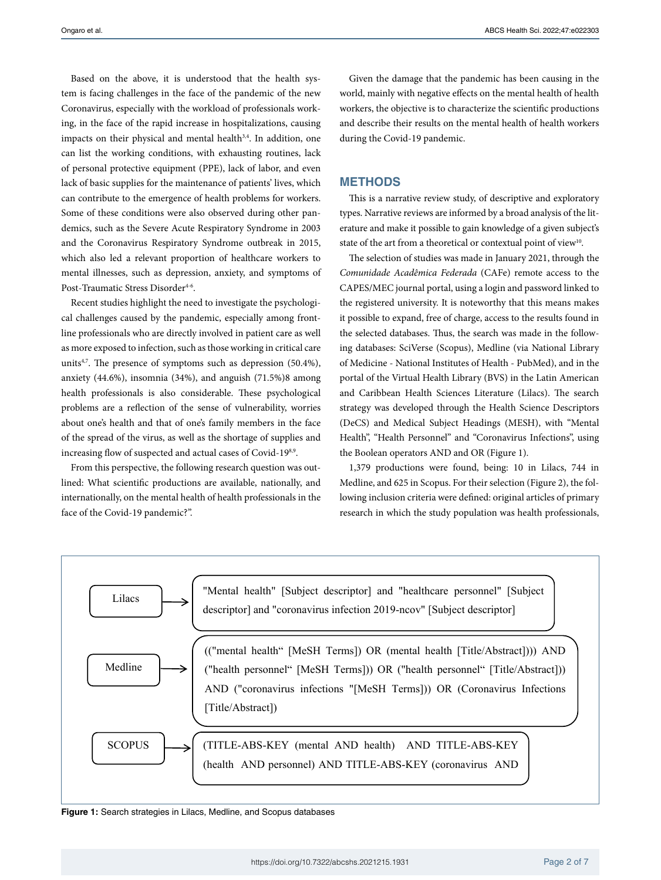Based on the above, it is understood that the health system is facing challenges in the face of the pandemic of the new Coronavirus, especially with the workload of professionals working, in the face of the rapid increase in hospitalizations, causing impacts on their physical and mental health[3,4]. In addition, one can list the working conditions, with exhausting routines, lack of personal protective equipment (PPE), lack of labor, and even lack of basic supplies for the maintenance of patients' lives, which can contribute to the emergence of health problems for workers. Some of these conditions were also observed during other pandemics, such as the Severe Acute Respiratory Syndrome in 2003 and the Coronavirus Respiratory Syndrome outbreak in 2015, which also led a relevant proportion of healthcare workers to mental illnesses, such as depression, anxiety, and symptoms of Post-Traumatic Stress Disorder[4-6].

Recent studies highlight the need to investigate the psychological challenges caused by the pandemic, especially among frontline professionals who are directly involved in patient care as well as more exposed to infection, such as those working in critical care units[4,7]. The presence of symptoms such as depression (50.4%), anxiety (44.6%), insomnia (34%), and anguish (71.5%)8 among health professionals is also considerable. These psychological problems are a reflection of the sense of vulnerability, worries about one's health and that of one's family members in the face of the spread of the virus, as well as the shortage of supplies and increasing flow of suspected and actual cases of Covid-19[8,9].

From this perspective, the following research question was outlined: What scientific productions are available, nationally, and internationally, on the mental health of health professionals in the face of the Covid-19 pandemic?".

Given the damage that the pandemic has been causing in the world, mainly with negative effects on the mental health of health workers, the objective is to characterize the scientific productions and describe their results on the mental health of health workers during the Covid-19 pandemic.

## METHODS

This is a narrative review study, of descriptive and exploratory types. Narrative reviews are informed by a broad analysis of the literature and make it possible to gain knowledge of a given subject's state of the art from a theoretical or contextual point of view[10].

The selection of studies was made in January 2021, through the *Comunidade Acadêmica Federada* (CAFe) remote access to the CAPES/MEC journal portal, using a login and password linked to the registered university. It is noteworthy that this means makes it possible to expand, free of charge, access to the results found in the selected databases. Thus, the search was made in the following databases: SciVerse (Scopus), Medline (via National Library of Medicine - National Institutes of Health - PubMed), and in the portal of the Virtual Health Library (BVS) in the Latin American and Caribbean Health Sciences Literature (Lilacs). The search strategy was developed through the Health Science Descriptors (DeCS) and Medical Subject Headings (MESH), with "Mental Health", "Health Personnel" and "Coronavirus Infections", using the Boolean operators AND and OR (Figure 1).

1,379 productions were found, being: 10 in Lilacs, 744 in Medline, and 625 in Scopus. For their selection (Figure 2), the following inclusion criteria were defined: original articles of primary research in which the study population was health professionals,

| Database | Search strategy |
|---|---|
| Lilacs | "Mental health" [Subject descriptor] and "healthcare personnel" [Subject descriptor] and "coronavirus infection 2019-ncov" [Subject descriptor] |
| Medline | (("mental health" [MeSH Terms]) OR (mental health [Title/Abstract]))) AND ("health personnel" [MeSH Terms])) OR ("health personnel" [Title/Abstract])) AND ("coronavirus infections "[MeSH Terms])) OR (Coronavirus Infections [Title/Abstract]) |
| SCOPUS | (TITLE-ABS-KEY (mental AND health) AND TITLE-ABS-KEY (health AND personnel) AND TITLE-ABS-KEY (coronavirus AND |

**Figure 1:** Search strategies in Lilacs, Medline, and Scopus databases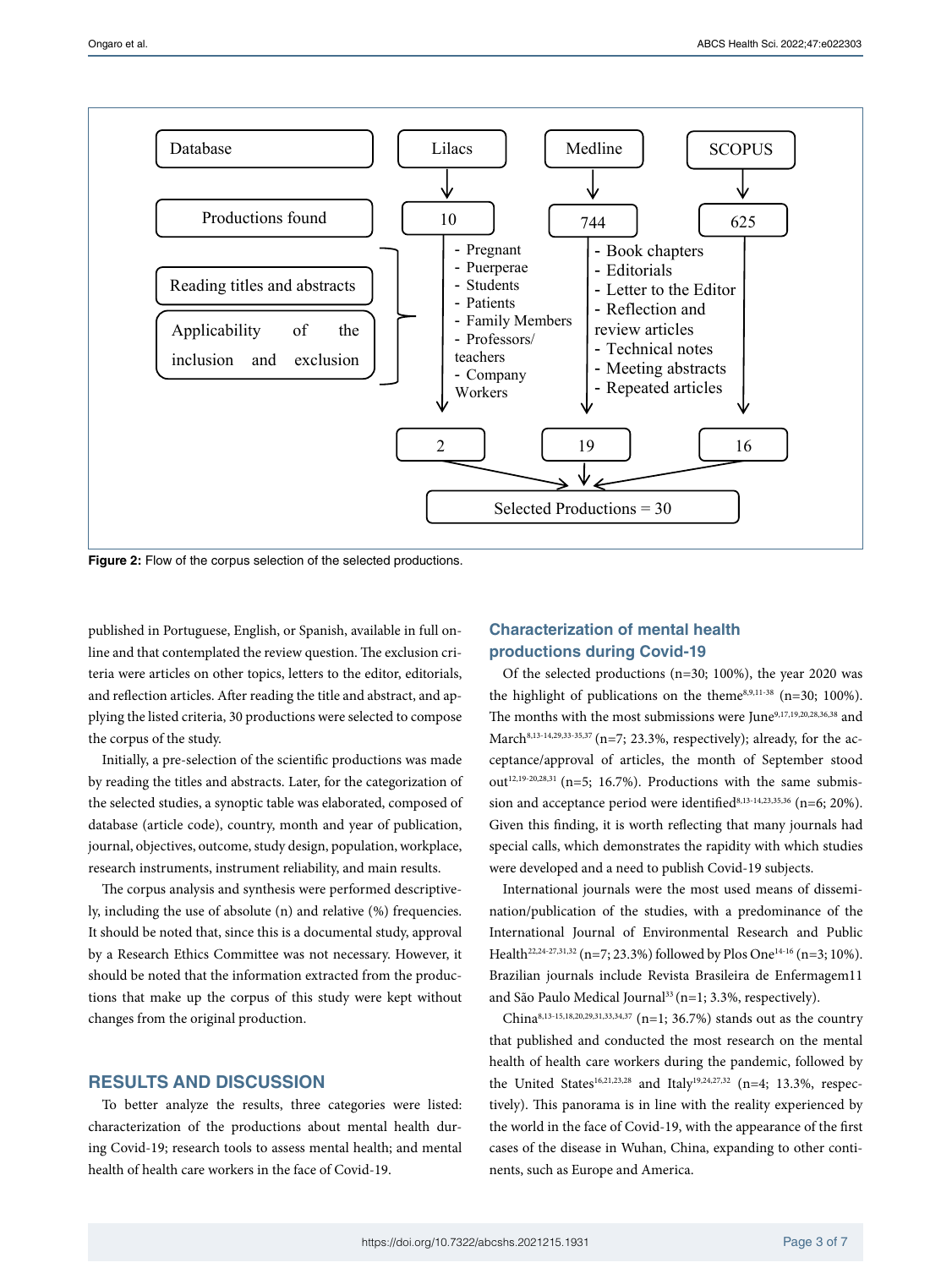Database | Lilacs | Medline | SCOPUS

Productions found | 10 | 744 | 625

Reading titles and abstracts

Applicability of the inclusion and exclusion

- Pregnant
- Puerperae
- Students
- Patients
- Family Members
- Professors/ teachers
- Company Workers

- Book chapters
- Editorials
- Letter to the Editor
- Reflection and review articles
- Technical notes
- Meeting abstracts
- Repeated articles

2 | 19 | 16

Selected Productions = 30

**Figure 2:** Flow of the corpus selection of the selected productions.

published in Portuguese, English, or Spanish, available in full online and that contemplated the review question. The exclusion criteria were articles on other topics, letters to the editor, editorials, and reflection articles. After reading the title and abstract, and applying the listed criteria, 30 productions were selected to compose the corpus of the study.

Initially, a pre-selection of the scientific productions was made by reading the titles and abstracts. Later, for the categorization of the selected studies, a synoptic table was elaborated, composed of database (article code), country, month and year of publication, journal, objectives, outcome, study design, population, workplace, research instruments, instrument reliability, and main results.

The corpus analysis and synthesis were performed descriptively, including the use of absolute (n) and relative (%) frequencies. It should be noted that, since this is a documental study, approval by a Research Ethics Committee was not necessary. However, it should be noted that the information extracted from the productions that make up the corpus of this study were kept without changes from the original production.

## RESULTS AND DISCUSSION

To better analyze the results, three categories were listed: characterization of the productions about mental health during Covid-19; research tools to assess mental health; and mental health of health care workers in the face of Covid-19.

### Characterization of mental health productions during Covid-19

Of the selected productions (n=30; 100%), the year 2020 was the highlight of publications on the theme[8,9,11-38] (n=30; 100%). The months with the most submissions were June[9,17,19,20,28,36,38] and March[8,13-14,29,33-35,37] (n=7; 23.3%, respectively); already, for the acceptance/approval of articles, the month of September stood out[12,19-20,28,31] (n=5; 16.7%). Productions with the same submission and acceptance period were identified[8,13-14,23,35,36] (n=6; 20%). Given this finding, it is worth reflecting that many journals had special calls, which demonstrates the rapidity with which studies were developed and a need to publish Covid-19 subjects.

International journals were the most used means of dissemination/publication of the studies, with a predominance of the International Journal of Environmental Research and Public Health[22,24-27,31,32] (n=7; 23.3%) followed by Plos One[14-16] (n=3; 10%). Brazilian journals include Revista Brasileira de Enfermagem11 and São Paulo Medical Journal[33] (n=1; 3.3%, respectively).

China[8,13-15,18,20,29,31,33,34,37] (n=1; 36.7%) stands out as the country that published and conducted the most research on the mental health of health care workers during the pandemic, followed by the United States[16,21,23,28] and Italy[19,24,27,32] (n=4; 13.3%, respectively). This panorama is in line with the reality experienced by the world in the face of Covid-19, with the appearance of the first cases of the disease in Wuhan, China, expanding to other continents, such as Europe and America.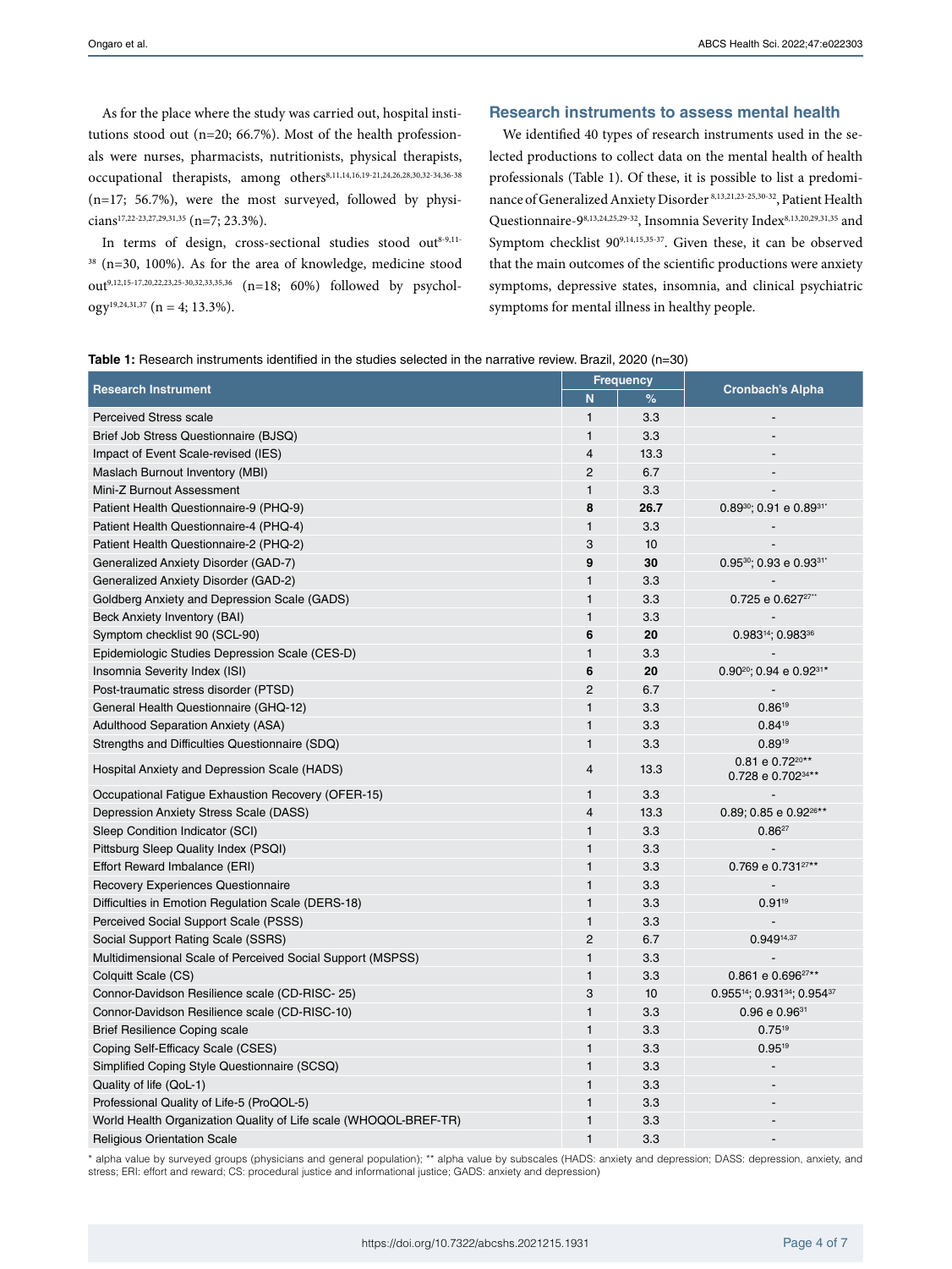As for the place where the study was carried out, hospital institutions stood out (n=20; 66.7%). Most of the health professionals were nurses, pharmacists, nutritionists, physical therapists, occupational therapists, among others[8,11,14,16,19-21,24,26,28,30,32-34,36-38] (n=17; 56.7%), were the most surveyed, followed by physicians[17,22-23,27,29,31,35] (n=7; 23.3%).

In terms of design, cross-sectional studies stood out[8-9,11-38] (n=30, 100%). As for the area of knowledge, medicine stood out[9,12,15-17,20,22,23,25-30,32,33,35,36] (n=18; 60%) followed by psychology[19,24,31,37] (n = 4; 13.3%).

## Research instruments to assess mental health

We identified 40 types of research instruments used in the selected productions to collect data on the mental health of health professionals (Table 1). Of these, it is possible to list a predominance of Generalized Anxiety Disorder [8,13,21,23-25,30-32], Patient Health Questionnaire-9[8,13,24,25,29-32], Insomnia Severity Index[8,13,20,29,31,35] and Symptom checklist 90[9,14,15,35-37]. Given these, it can be observed that the main outcomes of the scientific productions were anxiety symptoms, depressive states, insomnia, and clinical psychiatric symptoms for mental illness in healthy people.

**Table 1:** Research instruments identified in the studies selected in the narrative review. Brazil, 2020 (n=30)

| Research Instrument | Frequency | | Cronbach's Alpha |
|---|---|---|---|
| | N | % | |
| Perceived Stress scale | 1 | 3.3 | - |
| Brief Job Stress Questionnaire (BJSQ) | 1 | 3.3 | - |
| Impact of Event Scale-revised (IES) | 4 | 13.3 | - |
| Maslach Burnout Inventory (MBI) | 2 | 6.7 | - |
| Mini-Z Burnout Assessment | 1 | 3.3 | - |
| Patient Health Questionnaire-9 (PHQ-9) | **8** | **26.7** | 0.89[30]; 0.91 e 0.89[31*] |
| Patient Health Questionnaire-4 (PHQ-4) | 1 | 3.3 | - |
| Patient Health Questionnaire-2 (PHQ-2) | 3 | 10 | - |
| Generalized Anxiety Disorder (GAD-7) | **9** | **30** | 0.95[30]; 0.93 e 0.93[31*] |
| Generalized Anxiety Disorder (GAD-2) | 1 | 3.3 | - |
| Goldberg Anxiety and Depression Scale (GADS) | 1 | 3.3 | 0.725 e 0.627[27**] |
| Beck Anxiety Inventory (BAI) | 1 | 3.3 | - |
| Symptom checklist 90 (SCL-90) | **6** | **20** | 0.983[14]; 0.983[36] |
| Epidemiologic Studies Depression Scale (CES-D) | 1 | 3.3 | - |
| Insomnia Severity Index (ISI) | **6** | **20** | 0.90[20]; 0.94 e 0.92[31*] |
| Post-traumatic stress disorder (PTSD) | 2 | 6.7 | - |
| General Health Questionnaire (GHQ-12) | 1 | 3.3 | 0.86[19] |
| Adulthood Separation Anxiety (ASA) | 1 | 3.3 | 0.84[19] |
| Strengths and Difficulties Questionnaire (SDQ) | 1 | 3.3 | 0.89[19] |
| Hospital Anxiety and Depression Scale (HADS) | 4 | 13.3 | 0.81 e 0.72[20**] 0.728 e 0.702[34**] |
| Occupational Fatigue Exhaustion Recovery (OFER-15) | 1 | 3.3 | - |
| Depression Anxiety Stress Scale (DASS) | 4 | 13.3 | 0.89; 0.85 e 0.92[26**] |
| Sleep Condition Indicator (SCI) | 1 | 3.3 | 0.86[27] |
| Pittsburg Sleep Quality Index (PSQI) | 1 | 3.3 | - |
| Effort Reward Imbalance (ERI) | 1 | 3.3 | 0.769 e 0.731[27**] |
| Recovery Experiences Questionnaire | 1 | 3.3 | - |
| Difficulties in Emotion Regulation Scale (DERS-18) | 1 | 3.3 | 0.91[19] |
| Perceived Social Support Scale (PSSS) | 1 | 3.3 | - |
| Social Support Rating Scale (SSRS) | 2 | 6.7 | 0.949[14,37] |
| Multidimensional Scale of Perceived Social Support (MSPSS) | 1 | 3.3 | - |
| Colquitt Scale (CS) | 1 | 3.3 | 0.861 e 0.696[27**] |
| Connor-Davidson Resilience scale (CD-RISC- 25) | 3 | 10 | 0.955[14]; 0.931[34]; 0.954[37] |
| Connor-Davidson Resilience scale (CD-RISC-10) | 1 | 3.3 | 0.96 e 0.96[31] |
| Brief Resilience Coping scale | 1 | 3.3 | 0.75[19] |
| Coping Self-Efficacy Scale (CSES) | 1 | 3.3 | 0.95[19] |
| Simplified Coping Style Questionnaire (SCSQ) | 1 | 3.3 | - |
| Quality of life (QoL-1) | 1 | 3.3 | - |
| Professional Quality of Life-5 (ProQOL-5) | 1 | 3.3 | - |
| World Health Organization Quality of Life scale (WHOQOL-BREF-TR) | 1 | 3.3 | - |
| Religious Orientation Scale | 1 | 3.3 | - |

* alpha value by surveyed groups (physicians and general population); ** alpha value by subscales (HADS: anxiety and depression; DASS: depression, anxiety, and stress; ERI: effort and reward; CS: procedural justice and informational justice; GADS: anxiety and depression)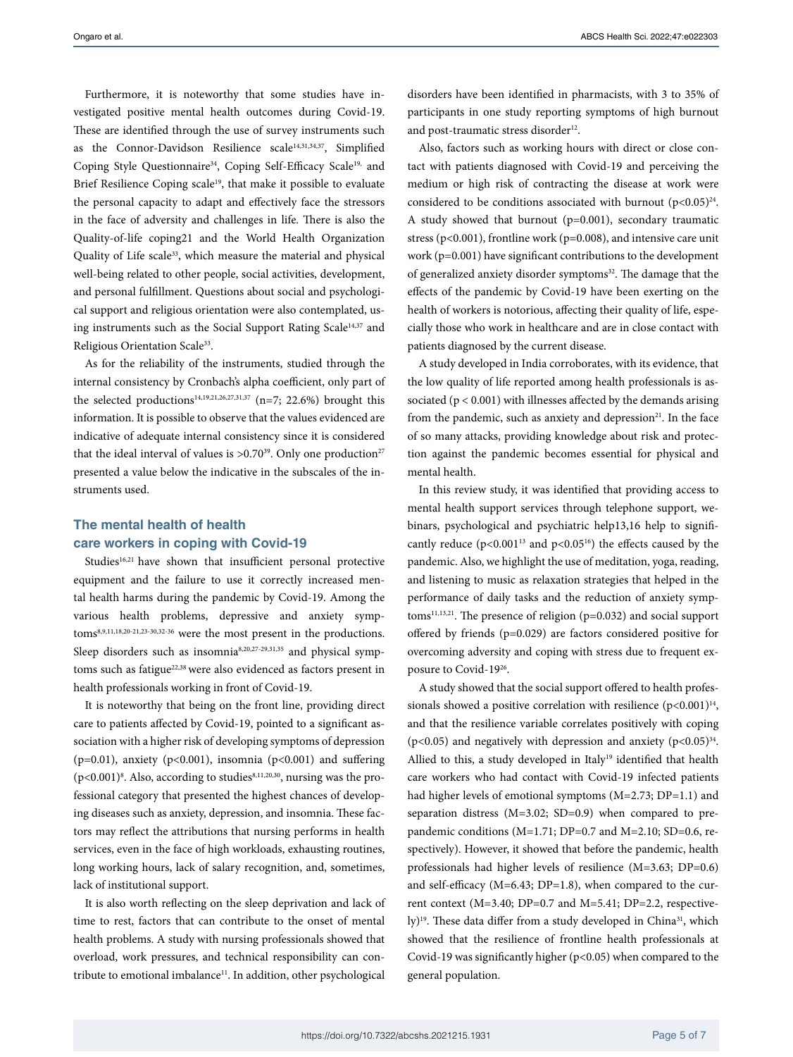Furthermore, it is noteworthy that some studies have investigated positive mental health outcomes during Covid-19. These are identified through the use of survey instruments such as the Connor-Davidson Resilience scale[14,31,34,37], Simplified Coping Style Questionnaire[34], Coping Self-Efficacy Scale[19,] and Brief Resilience Coping scale[19], that make it possible to evaluate the personal capacity to adapt and effectively face the stressors in the face of adversity and challenges in life. There is also the Quality-of-life coping21 and the World Health Organization Quality of Life scale[33], which measure the material and physical well-being related to other people, social activities, development, and personal fulfillment. Questions about social and psychological support and religious orientation were also contemplated, using instruments such as the Social Support Rating Scale[14,37] and Religious Orientation Scale[33].

As for the reliability of the instruments, studied through the internal consistency by Cronbach's alpha coefficient, only part of the selected productions[14,19,21,26,27,31,37] (n=7; 22.6%) brought this information. It is possible to observe that the values evidenced are indicative of adequate internal consistency since it is considered that the ideal interval of values is >0.70[39]. Only one production[27] presented a value below the indicative in the subscales of the instruments used.

## The mental health of health care workers in coping with Covid-19

Studies[16,21] have shown that insufficient personal protective equipment and the failure to use it correctly increased mental health harms during the pandemic by Covid-19. Among the various health problems, depressive and anxiety symptoms[8,9,11,18,20-21,23-30,32-36] were the most present in the productions. Sleep disorders such as insomnia[8,20,27-29,31,35] and physical symptoms such as fatigue[22,38] were also evidenced as factors present in health professionals working in front of Covid-19.

It is noteworthy that being on the front line, providing direct care to patients affected by Covid-19, pointed to a significant association with a higher risk of developing symptoms of depression ($p=0.01$), anxiety ($p<0.001$), insomnia ($p<0.001$) and suffering ($p<0.001$)[8]. Also, according to studies[8,11,20,30], nursing was the professional category that presented the highest chances of developing diseases such as anxiety, depression, and insomnia. These factors may reflect the attributions that nursing performs in health services, even in the face of high workloads, exhausting routines, long working hours, lack of salary recognition, and, sometimes, lack of institutional support.

It is also worth reflecting on the sleep deprivation and lack of time to rest, factors that can contribute to the onset of mental health problems. A study with nursing professionals showed that overload, work pressures, and technical responsibility can contribute to emotional imbalance[11]. In addition, other psychological disorders have been identified in pharmacists, with 3 to 35% of participants in one study reporting symptoms of high burnout and post-traumatic stress disorder[12].

Also, factors such as working hours with direct or close contact with patients diagnosed with Covid-19 and perceiving the medium or high risk of contracting the disease at work were considered to be conditions associated with burnout ($p<0.05$)[24]. A study showed that burnout ($p=0.001$), secondary traumatic stress ($p<0.001$), frontline work ($p=0.008$), and intensive care unit work ($p=0.001$) have significant contributions to the development of generalized anxiety disorder symptoms[32]. The damage that the effects of the pandemic by Covid-19 have been exerting on the health of workers is notorious, affecting their quality of life, especially those who work in healthcare and are in close contact with patients diagnosed by the current disease.

A study developed in India corroborates, with its evidence, that the low quality of life reported among health professionals is associated ($p < 0.001$) with illnesses affected by the demands arising from the pandemic, such as anxiety and depression[21]. In the face of so many attacks, providing knowledge about risk and protection against the pandemic becomes essential for physical and mental health.

In this review study, it was identified that providing access to mental health support services through telephone support, webinars, psychological and psychiatric help13,16 help to significantly reduce ($p<0.001$[13] and $p<0.05$[16]) the effects caused by the pandemic. Also, we highlight the use of meditation, yoga, reading, and listening to music as relaxation strategies that helped in the performance of daily tasks and the reduction of anxiety symptoms[11,13,21]. The presence of religion ($p=0.032$) and social support offered by friends ($p=0.029$) are factors considered positive for overcoming adversity and coping with stress due to frequent exposure to Covid-19[26].

A study showed that the social support offered to health professionals showed a positive correlation with resilience ($p<0.001$)[14], and that the resilience variable correlates positively with coping ($p<0.05$) and negatively with depression and anxiety ($p<0.05$)[34]. Allied to this, a study developed in Italy[19] identified that health care workers who had contact with Covid-19 infected patients had higher levels of emotional symptoms (M=2.73; DP=1.1) and separation distress (M=3.02; SD=0.9) when compared to pre-pandemic conditions (M=1.71; DP=0.7 and M=2.10; SD=0.6, respectively). However, it showed that before the pandemic, health professionals had higher levels of resilience (M=3.63; DP=0.6) and self-efficacy (M=6.43; DP=1.8), when compared to the current context (M=3.40; DP=0.7 and M=5.41; DP=2.2, respectively)[19]. These data differ from a study developed in China[31], which showed that the resilience of frontline health professionals at Covid-19 was significantly higher ($p<0.05$) when compared to the general population.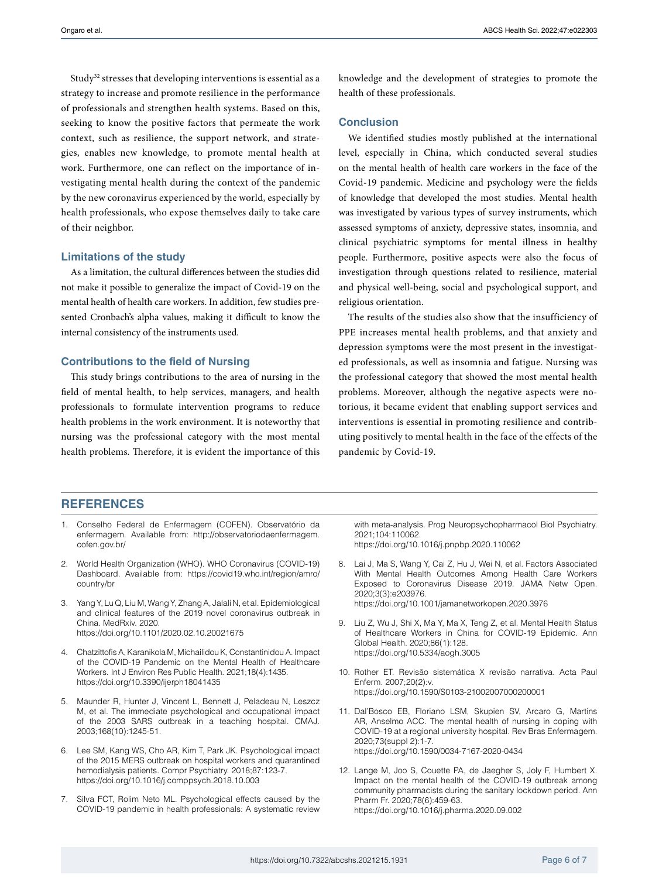Study[32] stresses that developing interventions is essential as a strategy to increase and promote resilience in the performance of professionals and strengthen health systems. Based on this, seeking to know the positive factors that permeate the work context, such as resilience, the support network, and strategies, enables new knowledge, to promote mental health at work. Furthermore, one can reflect on the importance of investigating mental health during the context of the pandemic by the new coronavirus experienced by the world, especially by health professionals, who expose themselves daily to take care of their neighbor.

### Limitations of the study

As a limitation, the cultural differences between the studies did not make it possible to generalize the impact of Covid-19 on the mental health of health care workers. In addition, few studies presented Cronbach's alpha values, making it difficult to know the internal consistency of the instruments used.

### Contributions to the field of Nursing

This study brings contributions to the area of nursing in the field of mental health, to help services, managers, and health professionals to formulate intervention programs to reduce health problems in the work environment. It is noteworthy that nursing was the professional category with the most mental health problems. Therefore, it is evident the importance of this knowledge and the development of strategies to promote the health of these professionals.

## Conclusion

We identified studies mostly published at the international level, especially in China, which conducted several studies on the mental health of health care workers in the face of the Covid-19 pandemic. Medicine and psychology were the fields of knowledge that developed the most studies. Mental health was investigated by various types of survey instruments, which assessed symptoms of anxiety, depressive states, insomnia, and clinical psychiatric symptoms for mental illness in healthy people. Furthermore, positive aspects were also the focus of investigation through questions related to resilience, material and physical well-being, social and psychological support, and religious orientation.

The results of the studies also show that the insufficiency of PPE increases mental health problems, and that anxiety and depression symptoms were the most present in the investigated professionals, as well as insomnia and fatigue. Nursing was the professional category that showed the most mental health problems. Moreover, although the negative aspects were notorious, it became evident that enabling support services and interventions is essential in promoting resilience and contributing positively to mental health in the face of the effects of the pandemic by Covid-19.

## REFERENCES

1. Conselho Federal de Enfermagem (COFEN). Observatório da enfermagem. Available from: http://observatoriodaenfermagem.cofen.gov.br/
2. World Health Organization (WHO). WHO Coronavirus (COVID-19) Dashboard. Available from: https://covid19.who.int/region/amro/country/br
3. Yang Y, Lu Q, Liu M, Wang Y, Zhang A, Jalali N, et al. Epidemiological and clinical features of the 2019 novel coronavirus outbreak in China. MedRxiv. 2020. https://doi.org/10.1101/2020.02.10.20021675
4. Chatzittofis A, Karanikola M, Michailidou K, Constantinidou A. Impact of the COVID-19 Pandemic on the Mental Health of Healthcare Workers. Int J Environ Res Public Health. 2021;18(4):1435. https://doi.org/10.3390/ijerph18041435
5. Maunder R, Hunter J, Vincent L, Bennett J, Peladeau N, Leszcz M, et al. The immediate psychological and occupational impact of the 2003 SARS outbreak in a teaching hospital. CMAJ. 2003;168(10):1245-51.
6. Lee SM, Kang WS, Cho AR, Kim T, Park JK. Psychological impact of the 2015 MERS outbreak on hospital workers and quarantined hemodialysis patients. Compr Psychiatry. 2018;87:123-7. https://doi.org/10.1016/j.comppsych.2018.10.003
7. Silva FCT, Rolim Neto ML. Psychological effects caused by the COVID-19 pandemic in health professionals: A systematic review with meta-analysis. Prog Neuropsychopharmacol Biol Psychiatry. 2021;104:110062. https://doi.org/10.1016/j.pnpbp.2020.110062
8. Lai J, Ma S, Wang Y, Cai Z, Hu J, Wei N, et al. Factors Associated With Mental Health Outcomes Among Health Care Workers Exposed to Coronavirus Disease 2019. JAMA Netw Open. 2020;3(3):e203976. https://doi.org/10.1001/jamanetworkopen.2020.3976
9. Liu Z, Wu J, Shi X, Ma Y, Ma X, Teng Z, et al. Mental Health Status of Healthcare Workers in China for COVID-19 Epidemic. Ann Global Health. 2020;86(1):128. https://doi.org/10.5334/aogh.3005
10. Rother ET. Revisão sistemática X revisão narrativa. Acta Paul Enferm. 2007;20(2):v. https://doi.org/10.1590/S0103-21002007000200001
11. Dal'Bosco EB, Floriano LSM, Skupien SV, Arcaro G, Martins AR, Anselmo ACC. The mental health of nursing in coping with COVID-19 at a regional university hospital. Rev Bras Enfermagem. 2020;73(suppl 2):1-7. https://doi.org/10.1590/0034-7167-2020-0434
12. Lange M, Joo S, Couette PA, de Jaegher S, Joly F, Humbert X. Impact on the mental health of the COVID-19 outbreak among community pharmacists during the sanitary lockdown period. Ann Pharm Fr. 2020;78(6):459-63. https://doi.org/10.1016/j.pharma.2020.09.002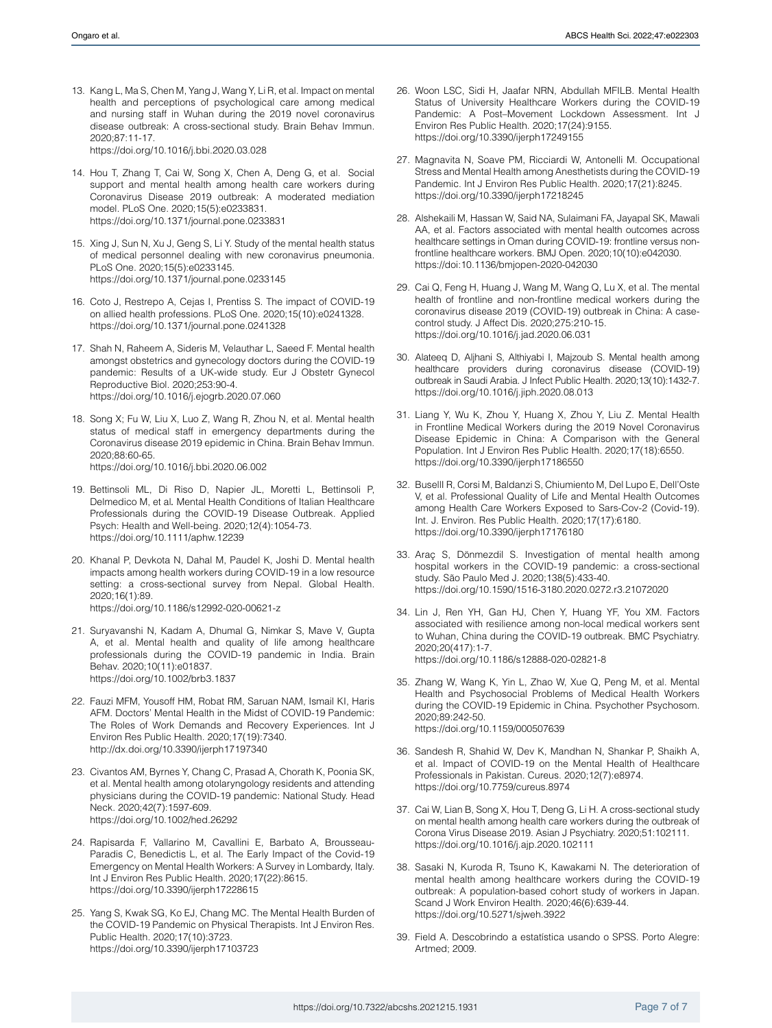13. Kang L, Ma S, Chen M, Yang J, Wang Y, Li R, et al. Impact on mental health and perceptions of psychological care among medical and nursing staff in Wuhan during the 2019 novel coronavirus disease outbreak: A cross-sectional study. Brain Behav Immun. 2020;87:11-17. https://doi.org/10.1016/j.bbi.2020.03.028

14. Hou T, Zhang T, Cai W, Song X, Chen A, Deng G, et al. Social support and mental health among health care workers during Coronavirus Disease 2019 outbreak: A moderated mediation model. PLoS One. 2020;15(5):e0233831. https://doi.org/10.1371/journal.pone.0233831

15. Xing J, Sun N, Xu J, Geng S, Li Y. Study of the mental health status of medical personnel dealing with new coronavirus pneumonia. PLoS One. 2020;15(5):e0233145. https://doi.org/10.1371/journal.pone.0233145

16. Coto J, Restrepo A, Cejas I, Prentiss S. The impact of COVID-19 on allied health professions. PLoS One. 2020;15(10):e0241328. https://doi.org/10.1371/journal.pone.0241328

17. Shah N, Raheem A, Sideris M, Velauthar L, Saeed F. Mental health amongst obstetrics and gynecology doctors during the COVID-19 pandemic: Results of a UK-wide study. Eur J Obstetr Gynecol Reproductive Biol. 2020;253:90-4. https://doi.org/10.1016/j.ejogrb.2020.07.060

18. Song X; Fu W, Liu X, Luo Z, Wang R, Zhou N, et al. Mental health status of medical staff in emergency departments during the Coronavirus disease 2019 epidemic in China. Brain Behav Immun. 2020;88:60-65. https://doi.org/10.1016/j.bbi.2020.06.002

19. Bettinsoli ML, Di Riso D, Napier JL, Moretti L, Bettinsoli P, Delmedico M, et al. Mental Health Conditions of Italian Healthcare Professionals during the COVID-19 Disease Outbreak. Applied Psych: Health and Well-being. 2020;12(4):1054-73. https://doi.org/10.1111/aphw.12239

20. Khanal P, Devkota N, Dahal M, Paudel K, Joshi D. Mental health impacts among health workers during COVID-19 in a low resource setting: a cross-sectional survey from Nepal. Global Health. 2020;16(1):89. https://doi.org/10.1186/s12992-020-00621-z

21. Suryavanshi N, Kadam A, Dhumal G, Nimkar S, Mave V, Gupta A, et al. Mental health and quality of life among healthcare professionals during the COVID-19 pandemic in India. Brain Behav. 2020;10(11):e01837. https://doi.org/10.1002/brb3.1837

22. Fauzi MFM, Yousoff HM, Robat RM, Saruan NAM, Ismail KI, Haris AFM. Doctors' Mental Health in the Midst of COVID-19 Pandemic: The Roles of Work Demands and Recovery Experiences. Int J Environ Res Public Health. 2020;17(19):7340. http://dx.doi.org/10.3390/ijerph17197340

23. Civantos AM, Byrnes Y, Chang C, Prasad A, Chorath K, Poonia SK, et al. Mental health among otolaryngology residents and attending physicians during the COVID-19 pandemic: National Study. Head Neck. 2020;42(7):1597-609. https://doi.org/10.1002/hed.26292

24. Rapisarda F, Vallarino M, Cavallini E, Barbato A, Brousseau-Paradis C, Benedictis L, et al. The Early Impact of the Covid-19 Emergency on Mental Health Workers: A Survey in Lombardy, Italy. Int J Environ Res Public Health. 2020;17(22):8615. https://doi.org/10.3390/ijerph17228615

25. Yang S, Kwak SG, Ko EJ, Chang MC. The Mental Health Burden of the COVID-19 Pandemic on Physical Therapists. Int J Environ Res. Public Health. 2020;17(10):3723. https://doi.org/10.3390/ijerph17103723

26. Woon LSC, Sidi H, Jaafar NRN, Abdullah MFILB. Mental Health Status of University Healthcare Workers during the COVID-19 Pandemic: A Post–Movement Lockdown Assessment. Int J Environ Res Public Health. 2020;17(24):9155. https://doi.org/10.3390/ijerph17249155

27. Magnavita N, Soave PM, Ricciardi W, Antonelli M. Occupational Stress and Mental Health among Anesthetists during the COVID-19 Pandemic. Int J Environ Res Public Health. 2020;17(21):8245. https://doi.org/10.3390/ijerph17218245

28. Alshekaili M, Hassan W, Said NA, Sulaimani FA, Jayapal SK, Mawali AA, et al. Factors associated with mental health outcomes across healthcare settings in Oman during COVID-19: frontline versus non-frontline healthcare workers. BMJ Open. 2020;10(10):e042030. https://doi:10.1136/bmjopen-2020-042030

29. Cai Q, Feng H, Huang J, Wang M, Wang Q, Lu X, et al. The mental health of frontline and non-frontline medical workers during the coronavirus disease 2019 (COVID-19) outbreak in China: A case-control study. J Affect Dis. 2020;275:210-15. https://doi.org/10.1016/j.jad.2020.06.031

30. Alateeq D, Aljhani S, Althiyabi I, Majzoub S. Mental health among healthcare providers during coronavirus disease (COVID-19) outbreak in Saudi Arabia. J Infect Public Health. 2020;13(10):1432-7. https://doi.org/10.1016/j.jiph.2020.08.013

31. Liang Y, Wu K, Zhou Y, Huang X, Zhou Y, Liu Z. Mental Health in Frontline Medical Workers during the 2019 Novel Coronavirus Disease Epidemic in China: A Comparison with the General Population. Int J Environ Res Public Health. 2020;17(18):6550. https://doi.org/10.3390/ijerph17186550

32. Buselll R, Corsi M, Baldanzi S, Chiumiento M, Del Lupo E, Dell'Oste V, et al. Professional Quality of Life and Mental Health Outcomes among Health Care Workers Exposed to Sars-Cov-2 (Covid-19). Int. J. Environ. Res Public Health. 2020;17(17):6180. https://doi.org/10.3390/ijerph17176180

33. Araç S, Dönmezdil S. Investigation of mental health among hospital workers in the COVID-19 pandemic: a cross-sectional study. São Paulo Med J. 2020;138(5):433-40. https://doi.org/10.1590/1516-3180.2020.0272.r3.21072020

34. Lin J, Ren YH, Gan HJ, Chen Y, Huang YF, You XM. Factors associated with resilience among non-local medical workers sent to Wuhan, China during the COVID-19 outbreak. BMC Psychiatry. 2020;20(417):1-7. https://doi.org/10.1186/s12888-020-02821-8

35. Zhang W, Wang K, Yin L, Zhao W, Xue Q, Peng M, et al. Mental Health and Psychosocial Problems of Medical Health Workers during the COVID-19 Epidemic in China. Psychother Psychosom. 2020;89:242-50. https://doi.org/10.1159/000507639

36. Sandesh R, Shahid W, Dev K, Mandhan N, Shankar P, Shaikh A, et al. Impact of COVID-19 on the Mental Health of Healthcare Professionals in Pakistan. Cureus. 2020;12(7):e8974. https://doi.org/10.7759/cureus.8974

37. Cai W, Lian B, Song X, Hou T, Deng G, Li H. A cross-sectional study on mental health among health care workers during the outbreak of Corona Virus Disease 2019. Asian J Psychiatry. 2020;51:102111. https://doi.org/10.1016/j.ajp.2020.102111

38. Sasaki N, Kuroda R, Tsuno K, Kawakami N. The deterioration of mental health among healthcare workers during the COVID-19 outbreak: A population-based cohort study of workers in Japan. Scand J Work Environ Health. 2020;46(6):639-44. https://doi.org/10.5271/sjweh.3922

39. Field A. Descobrindo a estatística usando o SPSS. Porto Alegre: Artmed; 2009.